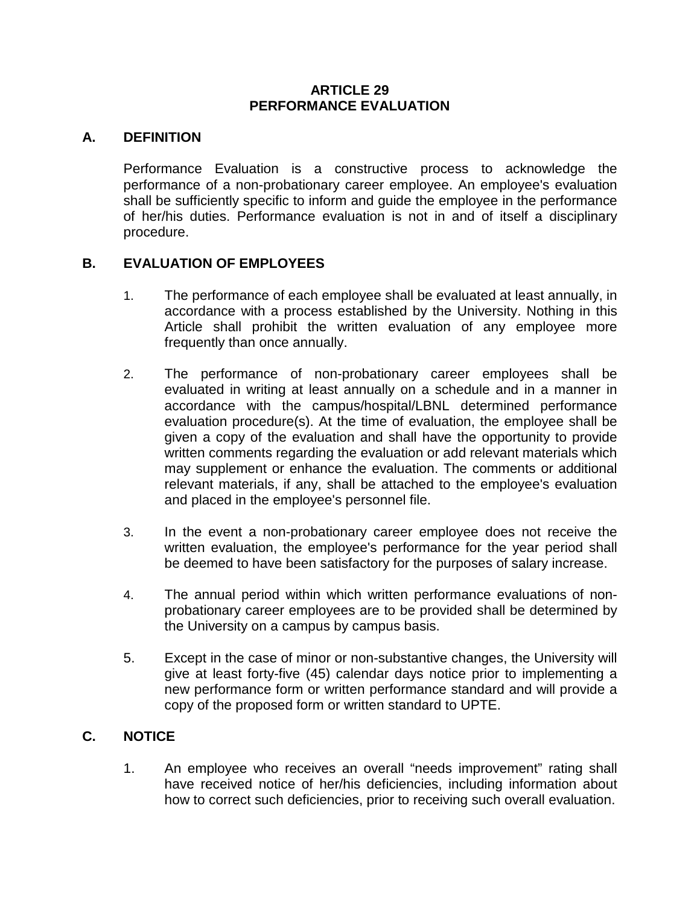# ARTICLE 29
# PERFORMANCE EVALUATION

## A. DEFINITION

Performance Evaluation is a constructive process to acknowledge the performance of a non-probationary career employee. An employee's evaluation shall be sufficiently specific to inform and guide the employee in the performance of her/his duties. Performance evaluation is not in and of itself a disciplinary procedure.

## B. EVALUATION OF EMPLOYEES

1. The performance of each employee shall be evaluated at least annually, in accordance with a process established by the University. Nothing in this Article shall prohibit the written evaluation of any employee more frequently than once annually.

2. The performance of non-probationary career employees shall be evaluated in writing at least annually on a schedule and in a manner in accordance with the campus/hospital/LBNL determined performance evaluation procedure(s). At the time of evaluation, the employee shall be given a copy of the evaluation and shall have the opportunity to provide written comments regarding the evaluation or add relevant materials which may supplement or enhance the evaluation. The comments or additional relevant materials, if any, shall be attached to the employee's evaluation and placed in the employee's personnel file.

3. In the event a non-probationary career employee does not receive the written evaluation, the employee's performance for the year period shall be deemed to have been satisfactory for the purposes of salary increase.

4. The annual period within which written performance evaluations of non-probationary career employees are to be provided shall be determined by the University on a campus by campus basis.

5. Except in the case of minor or non-substantive changes, the University will give at least forty-five (45) calendar days notice prior to implementing a new performance form or written performance standard and will provide a copy of the proposed form or written standard to UPTE.

## C. NOTICE

1. An employee who receives an overall "needs improvement" rating shall have received notice of her/his deficiencies, including information about how to correct such deficiencies, prior to receiving such overall evaluation.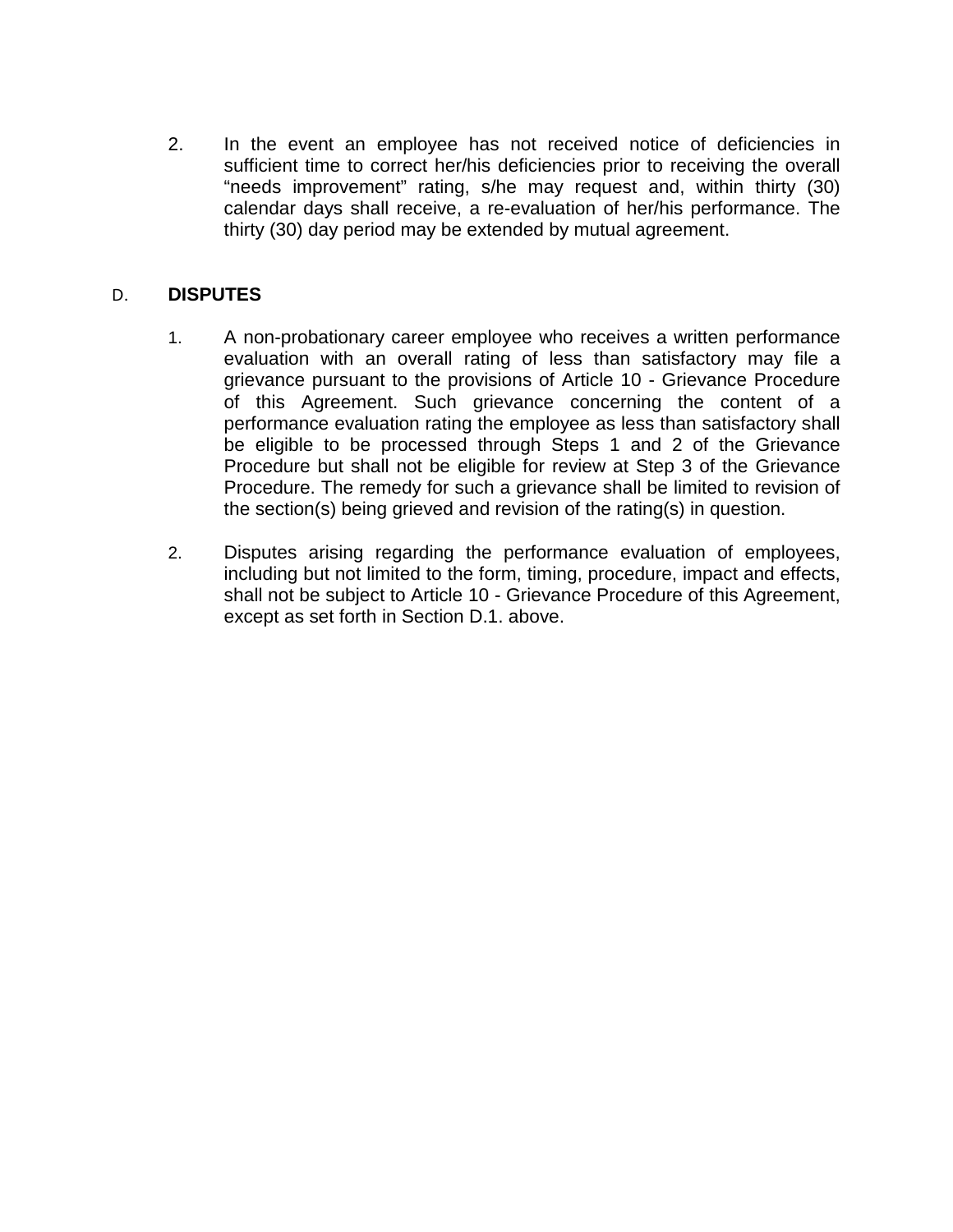2. In the event an employee has not received notice of deficiencies in sufficient time to correct her/his deficiencies prior to receiving the overall "needs improvement" rating, s/he may request and, within thirty (30) calendar days shall receive, a re-evaluation of her/his performance. The thirty (30) day period may be extended by mutual agreement.

D. **DISPUTES**

1. A non-probationary career employee who receives a written performance evaluation with an overall rating of less than satisfactory may file a grievance pursuant to the provisions of Article 10 - Grievance Procedure of this Agreement. Such grievance concerning the content of a performance evaluation rating the employee as less than satisfactory shall be eligible to be processed through Steps 1 and 2 of the Grievance Procedure but shall not be eligible for review at Step 3 of the Grievance Procedure. The remedy for such a grievance shall be limited to revision of the section(s) being grieved and revision of the rating(s) in question.

2. Disputes arising regarding the performance evaluation of employees, including but not limited to the form, timing, procedure, impact and effects, shall not be subject to Article 10 - Grievance Procedure of this Agreement, except as set forth in Section D.1. above.